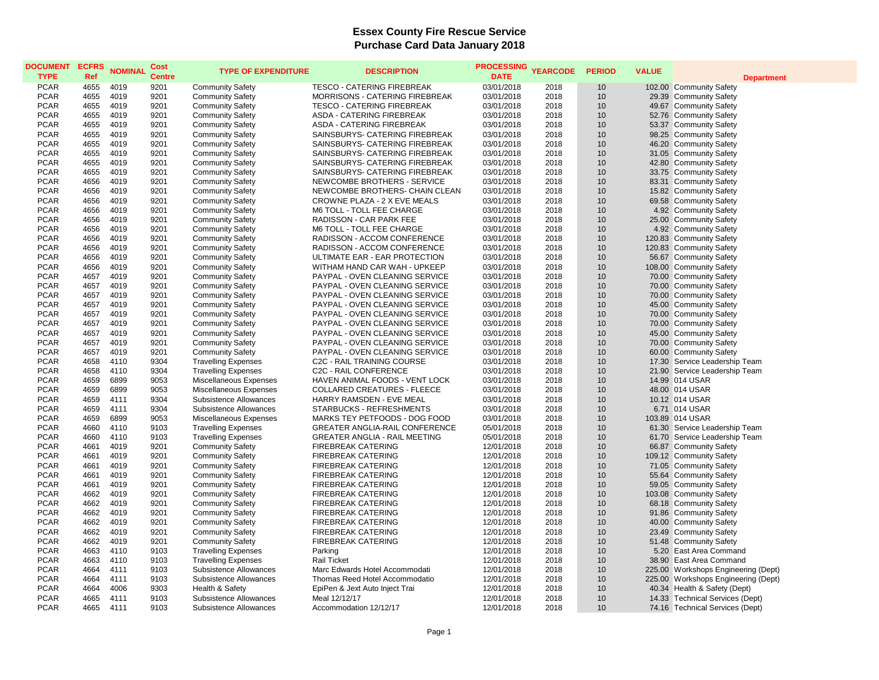## Essex County Fire Rescue Service
## Purchase Card Data January 2018

| DOCUMENT TYPE | ECFRS Ref | NOMINAL | Cost Centre | TYPE OF EXPENDITURE | DESCRIPTION | PROCESSING DATE | YEARCODE | PERIOD | VALUE | Department |
|---|---|---|---|---|---|---|---|---|---|---|
| PCAR | 4655 | 4019 | 9201 | Community Safety | TESCO - CATERING FIREBREAK | 03/01/2018 | 2018 | 10 | 102.00 | Community Safety |
| PCAR | 4655 | 4019 | 9201 | Community Safety | MORRISONS - CATERING FIREBREAK | 03/01/2018 | 2018 | 10 | 29.39 | Community Safety |
| PCAR | 4655 | 4019 | 9201 | Community Safety | TESCO - CATERING FIREBREAK | 03/01/2018 | 2018 | 10 | 49.67 | Community Safety |
| PCAR | 4655 | 4019 | 9201 | Community Safety | ASDA - CATERING FIREBREAK | 03/01/2018 | 2018 | 10 | 52.76 | Community Safety |
| PCAR | 4655 | 4019 | 9201 | Community Safety | ASDA - CATERING FIREBREAK | 03/01/2018 | 2018 | 10 | 53.37 | Community Safety |
| PCAR | 4655 | 4019 | 9201 | Community Safety | SAINSBURYS- CATERING FIREBREAK | 03/01/2018 | 2018 | 10 | 98.25 | Community Safety |
| PCAR | 4655 | 4019 | 9201 | Community Safety | SAINSBURYS- CATERING FIREBREAK | 03/01/2018 | 2018 | 10 | 46.20 | Community Safety |
| PCAR | 4655 | 4019 | 9201 | Community Safety | SAINSBURYS- CATERING FIREBREAK | 03/01/2018 | 2018 | 10 | 31.05 | Community Safety |
| PCAR | 4655 | 4019 | 9201 | Community Safety | SAINSBURYS- CATERING FIREBREAK | 03/01/2018 | 2018 | 10 | 42.80 | Community Safety |
| PCAR | 4655 | 4019 | 9201 | Community Safety | SAINSBURYS- CATERING FIREBREAK | 03/01/2018 | 2018 | 10 | 33.75 | Community Safety |
| PCAR | 4656 | 4019 | 9201 | Community Safety | NEWCOMBE BROTHERS - SERVICE | 03/01/2018 | 2018 | 10 | 83.31 | Community Safety |
| PCAR | 4656 | 4019 | 9201 | Community Safety | NEWCOMBE BROTHERS- CHAIN CLEAN | 03/01/2018 | 2018 | 10 | 15.82 | Community Safety |
| PCAR | 4656 | 4019 | 9201 | Community Safety | CROWNE PLAZA - 2 X EVE MEALS | 03/01/2018 | 2018 | 10 | 69.58 | Community Safety |
| PCAR | 4656 | 4019 | 9201 | Community Safety | M6 TOLL - TOLL FEE CHARGE | 03/01/2018 | 2018 | 10 | 4.92 | Community Safety |
| PCAR | 4656 | 4019 | 9201 | Community Safety | RADISSON - CAR PARK FEE | 03/01/2018 | 2018 | 10 | 25.00 | Community Safety |
| PCAR | 4656 | 4019 | 9201 | Community Safety | M6 TOLL - TOLL FEE CHARGE | 03/01/2018 | 2018 | 10 | 4.92 | Community Safety |
| PCAR | 4656 | 4019 | 9201 | Community Safety | RADISSON - ACCOM CONFERENCE | 03/01/2018 | 2018 | 10 | 120.83 | Community Safety |
| PCAR | 4656 | 4019 | 9201 | Community Safety | RADISSON - ACCOM CONFERENCE | 03/01/2018 | 2018 | 10 | 120.83 | Community Safety |
| PCAR | 4656 | 4019 | 9201 | Community Safety | ULTIMATE EAR - EAR PROTECTION | 03/01/2018 | 2018 | 10 | 56.67 | Community Safety |
| PCAR | 4656 | 4019 | 9201 | Community Safety | WITHAM HAND CAR WAH - UPKEEP | 03/01/2018 | 2018 | 10 | 108.00 | Community Safety |
| PCAR | 4657 | 4019 | 9201 | Community Safety | PAYPAL - OVEN CLEANING SERVICE | 03/01/2018 | 2018 | 10 | 70.00 | Community Safety |
| PCAR | 4657 | 4019 | 9201 | Community Safety | PAYPAL - OVEN CLEANING SERVICE | 03/01/2018 | 2018 | 10 | 70.00 | Community Safety |
| PCAR | 4657 | 4019 | 9201 | Community Safety | PAYPAL - OVEN CLEANING SERVICE | 03/01/2018 | 2018 | 10 | 70.00 | Community Safety |
| PCAR | 4657 | 4019 | 9201 | Community Safety | PAYPAL - OVEN CLEANING SERVICE | 03/01/2018 | 2018 | 10 | 45.00 | Community Safety |
| PCAR | 4657 | 4019 | 9201 | Community Safety | PAYPAL - OVEN CLEANING SERVICE | 03/01/2018 | 2018 | 10 | 70.00 | Community Safety |
| PCAR | 4657 | 4019 | 9201 | Community Safety | PAYPAL - OVEN CLEANING SERVICE | 03/01/2018 | 2018 | 10 | 70.00 | Community Safety |
| PCAR | 4657 | 4019 | 9201 | Community Safety | PAYPAL - OVEN CLEANING SERVICE | 03/01/2018 | 2018 | 10 | 45.00 | Community Safety |
| PCAR | 4657 | 4019 | 9201 | Community Safety | PAYPAL - OVEN CLEANING SERVICE | 03/01/2018 | 2018 | 10 | 70.00 | Community Safety |
| PCAR | 4657 | 4019 | 9201 | Community Safety | PAYPAL - OVEN CLEANING SERVICE | 03/01/2018 | 2018 | 10 | 60.00 | Community Safety |
| PCAR | 4658 | 4110 | 9304 | Travelling Expenses | C2C - RAIL TRAINING COURSE | 03/01/2018 | 2018 | 10 | 17.30 | Service Leadership Team |
| PCAR | 4658 | 4110 | 9304 | Travelling Expenses | C2C - RAIL CONFERENCE | 03/01/2018 | 2018 | 10 | 21.90 | Service Leadership Team |
| PCAR | 4659 | 6899 | 9053 | Miscellaneous Expenses | HAVEN ANIMAL FOODS - VENT LOCK | 03/01/2018 | 2018 | 10 | 14.99 | 014 USAR |
| PCAR | 4659 | 6899 | 9053 | Miscellaneous Expenses | COLLARED CREATURES - FLEECE | 03/01/2018 | 2018 | 10 | 48.00 | 014 USAR |
| PCAR | 4659 | 4111 | 9304 | Subsistence Allowances | HARRY RAMSDEN - EVE MEAL | 03/01/2018 | 2018 | 10 | 10.12 | 014 USAR |
| PCAR | 4659 | 4111 | 9304 | Subsistence Allowances | STARBUCKS - REFRESHMENTS | 03/01/2018 | 2018 | 10 | 6.71 | 014 USAR |
| PCAR | 4659 | 6899 | 9053 | Miscellaneous Expenses | MARKS TEY PETFOODS - DOG FOOD | 03/01/2018 | 2018 | 10 | 103.89 | 014 USAR |
| PCAR | 4660 | 4110 | 9103 | Travelling Expenses | GREATER ANGLIA-RAIL CONFERENCE | 05/01/2018 | 2018 | 10 | 61.30 | Service Leadership Team |
| PCAR | 4660 | 4110 | 9103 | Travelling Expenses | GREATER ANGLIA - RAIL MEETING | 05/01/2018 | 2018 | 10 | 61.70 | Service Leadership Team |
| PCAR | 4661 | 4019 | 9201 | Community Safety | FIREBREAK CATERING | 12/01/2018 | 2018 | 10 | 66.87 | Community Safety |
| PCAR | 4661 | 4019 | 9201 | Community Safety | FIREBREAK CATERING | 12/01/2018 | 2018 | 10 | 109.12 | Community Safety |
| PCAR | 4661 | 4019 | 9201 | Community Safety | FIREBREAK CATERING | 12/01/2018 | 2018 | 10 | 71.05 | Community Safety |
| PCAR | 4661 | 4019 | 9201 | Community Safety | FIREBREAK CATERING | 12/01/2018 | 2018 | 10 | 55.64 | Community Safety |
| PCAR | 4661 | 4019 | 9201 | Community Safety | FIREBREAK CATERING | 12/01/2018 | 2018 | 10 | 59.05 | Community Safety |
| PCAR | 4662 | 4019 | 9201 | Community Safety | FIREBREAK CATERING | 12/01/2018 | 2018 | 10 | 103.08 | Community Safety |
| PCAR | 4662 | 4019 | 9201 | Community Safety | FIREBREAK CATERING | 12/01/2018 | 2018 | 10 | 68.18 | Community Safety |
| PCAR | 4662 | 4019 | 9201 | Community Safety | FIREBREAK CATERING | 12/01/2018 | 2018 | 10 | 91.86 | Community Safety |
| PCAR | 4662 | 4019 | 9201 | Community Safety | FIREBREAK CATERING | 12/01/2018 | 2018 | 10 | 40.00 | Community Safety |
| PCAR | 4662 | 4019 | 9201 | Community Safety | FIREBREAK CATERING | 12/01/2018 | 2018 | 10 | 23.49 | Community Safety |
| PCAR | 4662 | 4019 | 9201 | Community Safety | FIREBREAK CATERING | 12/01/2018 | 2018 | 10 | 51.48 | Community Safety |
| PCAR | 4663 | 4110 | 9103 | Travelling Expenses | Parking | 12/01/2018 | 2018 | 10 | 5.20 | East Area Command |
| PCAR | 4663 | 4110 | 9103 | Travelling Expenses | Rail Ticket | 12/01/2018 | 2018 | 10 | 38.90 | East Area Command |
| PCAR | 4664 | 4111 | 9103 | Subsistence Allowances | Marc Edwards Hotel Accommodati | 12/01/2018 | 2018 | 10 | 225.00 | Workshops Engineering (Dept) |
| PCAR | 4664 | 4111 | 9103 | Subsistence Allowances | Thomas Reed Hotel Accommodatio | 12/01/2018 | 2018 | 10 | 225.00 | Workshops Engineering (Dept) |
| PCAR | 4664 | 4006 | 9303 | Health & Safety | EpiPen & Jext Auto Inject Trai | 12/01/2018 | 2018 | 10 | 40.34 | Health & Safety (Dept) |
| PCAR | 4665 | 4111 | 9103 | Subsistence Allowances | Meal 12/12/17 | 12/01/2018 | 2018 | 10 | 14.33 | Technical Services (Dept) |
| PCAR | 4665 | 4111 | 9103 | Subsistence Allowances | Accommodation 12/12/17 | 12/01/2018 | 2018 | 10 | 74.16 | Technical Services (Dept) |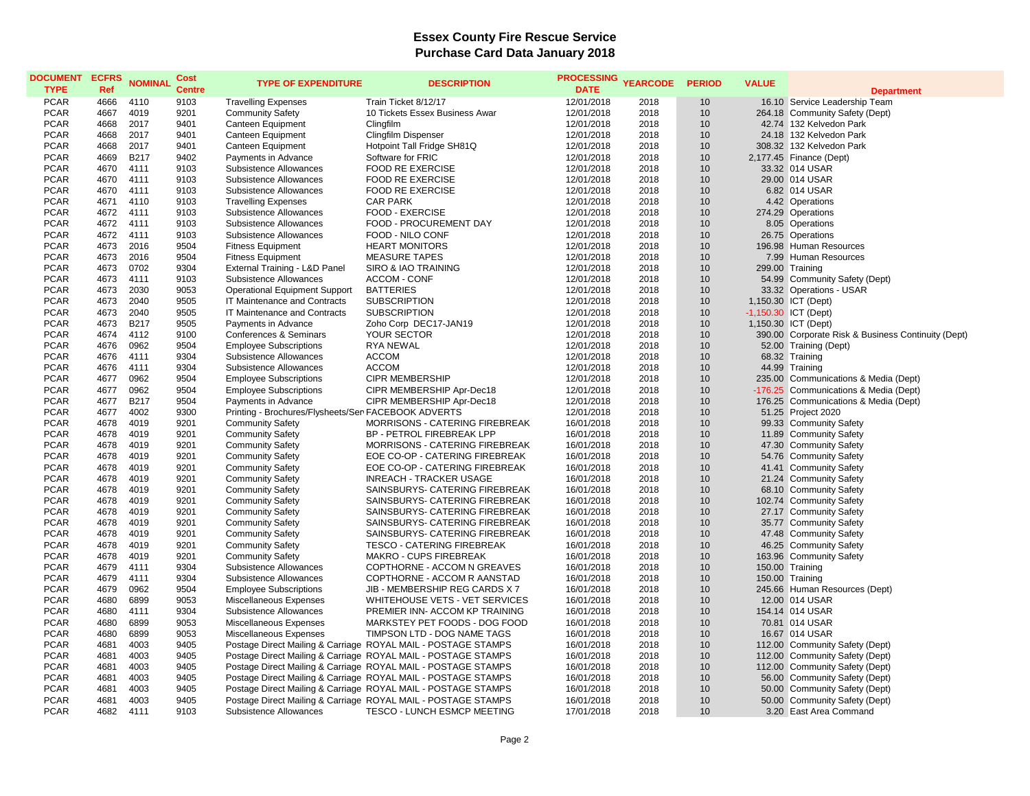# Essex County Fire Rescue Service
## Purchase Card Data January 2018

| DOCUMENT TYPE | ECFRS Ref | NOMINAL | Cost Centre | TYPE OF EXPENDITURE | DESCRIPTION | PROCESSING DATE | YEARCODE | PERIOD | VALUE | Department |
|---|---|---|---|---|---|---|---|---|---|---|
| PCAR | 4666 | 4110 | 9103 | Travelling Expenses | Train Ticket 8/12/17 | 12/01/2018 | 2018 | 10 | 16.10 | Service Leadership Team |
| PCAR | 4667 | 4019 | 9201 | Community Safety | 10 Tickets Essex Business Awar | 12/01/2018 | 2018 | 10 | 264.18 | Community Safety (Dept) |
| PCAR | 4668 | 2017 | 9401 | Canteen Equipment | Clingfilm | 12/01/2018 | 2018 | 10 | 42.74 | 132 Kelvedon Park |
| PCAR | 4668 | 2017 | 9401 | Canteen Equipment | Clingfilm Dispenser | 12/01/2018 | 2018 | 10 | 24.18 | 132 Kelvedon Park |
| PCAR | 4668 | 2017 | 9401 | Canteen Equipment | Hotpoint Tall Fridge SH81Q | 12/01/2018 | 2018 | 10 | 308.32 | 132 Kelvedon Park |
| PCAR | 4669 | B217 | 9402 | Payments in Advance | Software for FRIC | 12/01/2018 | 2018 | 10 | 2,177.45 | Finance (Dept) |
| PCAR | 4670 | 4111 | 9103 | Subsistence Allowances | FOOD RE EXERCISE | 12/01/2018 | 2018 | 10 | 33.32 | 014 USAR |
| PCAR | 4670 | 4111 | 9103 | Subsistence Allowances | FOOD RE EXERCISE | 12/01/2018 | 2018 | 10 | 29.00 | 014 USAR |
| PCAR | 4670 | 4111 | 9103 | Subsistence Allowances | FOOD RE EXERCISE | 12/01/2018 | 2018 | 10 | 6.82 | 014 USAR |
| PCAR | 4671 | 4110 | 9103 | Travelling Expenses | CAR PARK | 12/01/2018 | 2018 | 10 | 4.42 | Operations |
| PCAR | 4672 | 4111 | 9103 | Subsistence Allowances | FOOD - EXERCISE | 12/01/2018 | 2018 | 10 | 274.29 | Operations |
| PCAR | 4672 | 4111 | 9103 | Subsistence Allowances | FOOD - PROCUREMENT DAY | 12/01/2018 | 2018 | 10 | 8.05 | Operations |
| PCAR | 4672 | 4111 | 9103 | Subsistence Allowances | FOOD - NILO CONF | 12/01/2018 | 2018 | 10 | 26.75 | Operations |
| PCAR | 4673 | 2016 | 9504 | Fitness Equipment | HEART MONITORS | 12/01/2018 | 2018 | 10 | 196.98 | Human Resources |
| PCAR | 4673 | 2016 | 9504 | Fitness Equipment | MEASURE TAPES | 12/01/2018 | 2018 | 10 | 7.99 | Human Resources |
| PCAR | 4673 | 0702 | 9304 | External Training - L&D Panel | SIRO & IAO TRAINING | 12/01/2018 | 2018 | 10 | 299.00 | Training |
| PCAR | 4673 | 4111 | 9103 | Subsistence Allowances | ACCOM - CONF | 12/01/2018 | 2018 | 10 | 54.99 | Community Safety (Dept) |
| PCAR | 4673 | 2030 | 9053 | Operational Equipment Support | BATTERIES | 12/01/2018 | 2018 | 10 | 33.32 | Operations - USAR |
| PCAR | 4673 | 2040 | 9505 | IT Maintenance and Contracts | SUBSCRIPTION | 12/01/2018 | 2018 | 10 | 1,150.30 | ICT (Dept) |
| PCAR | 4673 | 2040 | 9505 | IT Maintenance and Contracts | SUBSCRIPTION | 12/01/2018 | 2018 | 10 | -1,150.30 | ICT (Dept) |
| PCAR | 4673 | B217 | 9505 | Payments in Advance | Zoho Corp DEC17-JAN19 | 12/01/2018 | 2018 | 10 | 1,150.30 | ICT (Dept) |
| PCAR | 4674 | 4112 | 9100 | Conferences & Seminars | YOUR SECTOR | 12/01/2018 | 2018 | 10 | 390.00 | Corporate Risk & Business Continuity (Dept) |
| PCAR | 4676 | 0962 | 9504 | Employee Subscriptions | RYA NEWAL | 12/01/2018 | 2018 | 10 | 52.00 | Training (Dept) |
| PCAR | 4676 | 4111 | 9304 | Subsistence Allowances | ACCOM | 12/01/2018 | 2018 | 10 | 68.32 | Training |
| PCAR | 4676 | 4111 | 9304 | Subsistence Allowances | ACCOM | 12/01/2018 | 2018 | 10 | 44.99 | Training |
| PCAR | 4677 | 0962 | 9504 | Employee Subscriptions | CIPR MEMBERSHIP | 12/01/2018 | 2018 | 10 | 235.00 | Communications & Media (Dept) |
| PCAR | 4677 | 0962 | 9504 | Employee Subscriptions | CIPR MEMBERSHIP Apr-Dec18 | 12/01/2018 | 2018 | 10 | -176.25 | Communications & Media (Dept) |
| PCAR | 4677 | B217 | 9504 | Payments in Advance | CIPR MEMBERSHIP Apr-Dec18 | 12/01/2018 | 2018 | 10 | 176.25 | Communications & Media (Dept) |
| PCAR | 4677 | 4002 | 9300 | Printing - Brochures/Flysheets/Ser | FACEBOOK ADVERTS | 12/01/2018 | 2018 | 10 | 51.25 | Project 2020 |
| PCAR | 4678 | 4019 | 9201 | Community Safety | MORRISONS - CATERING FIREBREAK | 16/01/2018 | 2018 | 10 | 99.33 | Community Safety |
| PCAR | 4678 | 4019 | 9201 | Community Safety | BP - PETROL FIREBREAK LPP | 16/01/2018 | 2018 | 10 | 11.89 | Community Safety |
| PCAR | 4678 | 4019 | 9201 | Community Safety | MORRISONS - CATERING FIREBREAK | 16/01/2018 | 2018 | 10 | 47.30 | Community Safety |
| PCAR | 4678 | 4019 | 9201 | Community Safety | EOE CO-OP - CATERING FIREBREAK | 16/01/2018 | 2018 | 10 | 54.76 | Community Safety |
| PCAR | 4678 | 4019 | 9201 | Community Safety | EOE CO-OP - CATERING FIREBREAK | 16/01/2018 | 2018 | 10 | 41.41 | Community Safety |
| PCAR | 4678 | 4019 | 9201 | Community Safety | INREACH - TRACKER USAGE | 16/01/2018 | 2018 | 10 | 21.24 | Community Safety |
| PCAR | 4678 | 4019 | 9201 | Community Safety | SAINSBURYS- CATERING FIREBREAK | 16/01/2018 | 2018 | 10 | 68.10 | Community Safety |
| PCAR | 4678 | 4019 | 9201 | Community Safety | SAINSBURYS- CATERING FIREBREAK | 16/01/2018 | 2018 | 10 | 102.74 | Community Safety |
| PCAR | 4678 | 4019 | 9201 | Community Safety | SAINSBURYS- CATERING FIREBREAK | 16/01/2018 | 2018 | 10 | 27.17 | Community Safety |
| PCAR | 4678 | 4019 | 9201 | Community Safety | SAINSBURYS- CATERING FIREBREAK | 16/01/2018 | 2018 | 10 | 35.77 | Community Safety |
| PCAR | 4678 | 4019 | 9201 | Community Safety | SAINSBURYS- CATERING FIREBREAK | 16/01/2018 | 2018 | 10 | 47.48 | Community Safety |
| PCAR | 4678 | 4019 | 9201 | Community Safety | TESCO - CATERING FIREBREAK | 16/01/2018 | 2018 | 10 | 46.25 | Community Safety |
| PCAR | 4678 | 4019 | 9201 | Community Safety | MAKRO - CUPS FIREBREAK | 16/01/2018 | 2018 | 10 | 163.96 | Community Safety |
| PCAR | 4679 | 4111 | 9304 | Subsistence Allowances | COPTHORNE - ACCOM N GREAVES | 16/01/2018 | 2018 | 10 | 150.00 | Training |
| PCAR | 4679 | 4111 | 9304 | Subsistence Allowances | COPTHORNE - ACCOM R AANSTAD | 16/01/2018 | 2018 | 10 | 150.00 | Training |
| PCAR | 4679 | 0962 | 9504 | Employee Subscriptions | JIB - MEMBERSHIP REG CARDS X 7 | 16/01/2018 | 2018 | 10 | 245.66 | Human Resources (Dept) |
| PCAR | 4680 | 6899 | 9053 | Miscellaneous Expenses | WHITEHOUSE VETS - VET SERVICES | 16/01/2018 | 2018 | 10 | 12.00 | 014 USAR |
| PCAR | 4680 | 4111 | 9304 | Subsistence Allowances | PREMIER INN- ACCOM KP TRAINING | 16/01/2018 | 2018 | 10 | 154.14 | 014 USAR |
| PCAR | 4680 | 6899 | 9053 | Miscellaneous Expenses | MARKSTEY PET FOODS - DOG FOOD | 16/01/2018 | 2018 | 10 | 70.81 | 014 USAR |
| PCAR | 4680 | 6899 | 9053 | Miscellaneous Expenses | TIMPSON LTD - DOG NAME TAGS | 16/01/2018 | 2018 | 10 | 16.67 | 014 USAR |
| PCAR | 4681 | 4003 | 9405 | Postage Direct Mailing & Carriage | ROYAL MAIL - POSTAGE STAMPS | 16/01/2018 | 2018 | 10 | 112.00 | Community Safety (Dept) |
| PCAR | 4681 | 4003 | 9405 | Postage Direct Mailing & Carriage | ROYAL MAIL - POSTAGE STAMPS | 16/01/2018 | 2018 | 10 | 112.00 | Community Safety (Dept) |
| PCAR | 4681 | 4003 | 9405 | Postage Direct Mailing & Carriage | ROYAL MAIL - POSTAGE STAMPS | 16/01/2018 | 2018 | 10 | 112.00 | Community Safety (Dept) |
| PCAR | 4681 | 4003 | 9405 | Postage Direct Mailing & Carriage | ROYAL MAIL - POSTAGE STAMPS | 16/01/2018 | 2018 | 10 | 56.00 | Community Safety (Dept) |
| PCAR | 4681 | 4003 | 9405 | Postage Direct Mailing & Carriage | ROYAL MAIL - POSTAGE STAMPS | 16/01/2018 | 2018 | 10 | 50.00 | Community Safety (Dept) |
| PCAR | 4681 | 4003 | 9405 | Postage Direct Mailing & Carriage | ROYAL MAIL - POSTAGE STAMPS | 16/01/2018 | 2018 | 10 | 50.00 | Community Safety (Dept) |
| PCAR | 4682 | 4111 | 9103 | Subsistence Allowances | TESCO - LUNCH ESMCP MEETING | 17/01/2018 | 2018 | 10 | 3.20 | East Area Command |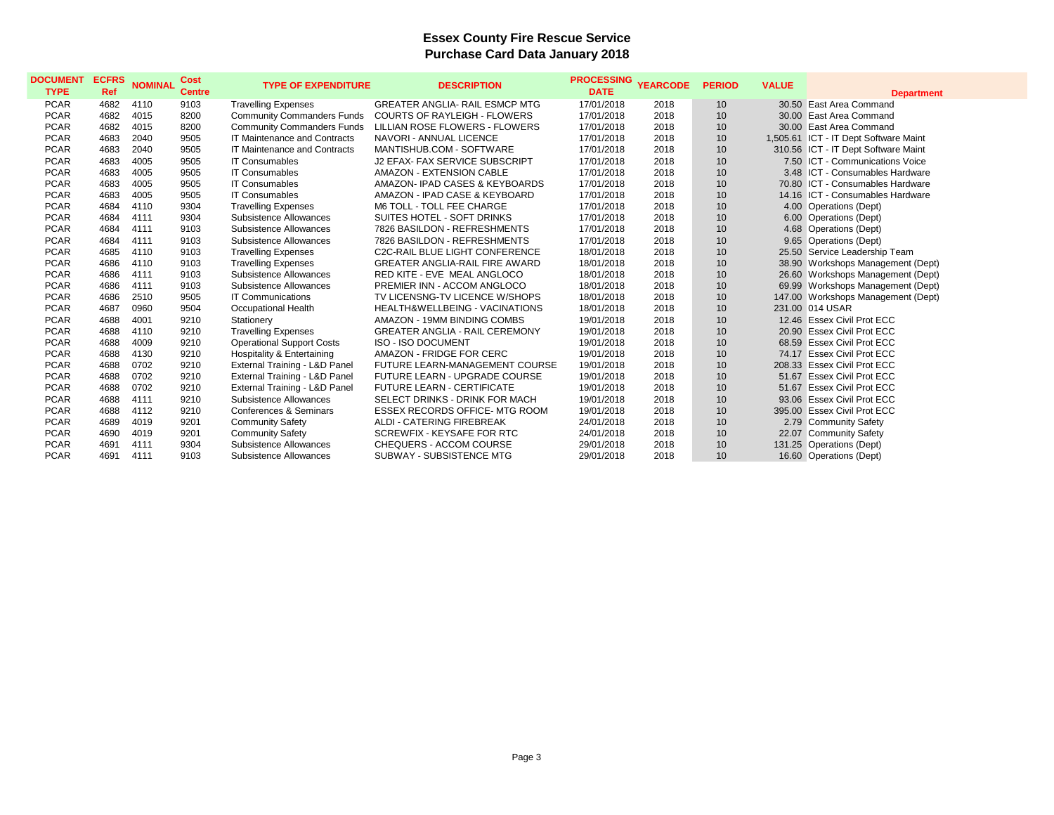# Essex County Fire Rescue Service
## Purchase Card Data January 2018

| DOCUMENT TYPE | ECFRS Ref | NOMINAL | Cost Centre | TYPE OF EXPENDITURE | DESCRIPTION | PROCESSING DATE | YEARCODE | PERIOD | VALUE | Department |
|---|---|---|---|---|---|---|---|---|---|---|
| PCAR | 4682 | 4110 | 9103 | Travelling Expenses | GREATER ANGLIA- RAIL ESMCP MTG | 17/01/2018 | 2018 | 10 | 30.50 | East Area Command |
| PCAR | 4682 | 4015 | 8200 | Community Commanders Funds | COURTS OF RAYLEIGH - FLOWERS | 17/01/2018 | 2018 | 10 | 30.00 | East Area Command |
| PCAR | 4682 | 4015 | 8200 | Community Commanders Funds | LILLIAN ROSE FLOWERS - FLOWERS | 17/01/2018 | 2018 | 10 | 30.00 | East Area Command |
| PCAR | 4683 | 2040 | 9505 | IT Maintenance and Contracts | NAVORI - ANNUAL LICENCE | 17/01/2018 | 2018 | 10 | 1,505.61 | ICT - IT Dept Software Maint |
| PCAR | 4683 | 2040 | 9505 | IT Maintenance and Contracts | MANTISHUB.COM - SOFTWARE | 17/01/2018 | 2018 | 10 | 310.56 | ICT - IT Dept Software Maint |
| PCAR | 4683 | 4005 | 9505 | IT Consumables | J2 EFAX- FAX SERVICE SUBSCRIPT | 17/01/2018 | 2018 | 10 | 7.50 | ICT - Communications Voice |
| PCAR | 4683 | 4005 | 9505 | IT Consumables | AMAZON - EXTENSION CABLE | 17/01/2018 | 2018 | 10 | 3.48 | ICT - Consumables Hardware |
| PCAR | 4683 | 4005 | 9505 | IT Consumables | AMAZON- IPAD CASES & KEYBOARDS | 17/01/2018 | 2018 | 10 | 70.80 | ICT - Consumables Hardware |
| PCAR | 4683 | 4005 | 9505 | IT Consumables | AMAZON - IPAD CASE & KEYBOARD | 17/01/2018 | 2018 | 10 | 14.16 | ICT - Consumables Hardware |
| PCAR | 4684 | 4110 | 9304 | Travelling Expenses | M6 TOLL - TOLL FEE CHARGE | 17/01/2018 | 2018 | 10 | 4.00 | Operations (Dept) |
| PCAR | 4684 | 4111 | 9304 | Subsistence Allowances | SUITES HOTEL - SOFT DRINKS | 17/01/2018 | 2018 | 10 | 6.00 | Operations (Dept) |
| PCAR | 4684 | 4111 | 9103 | Subsistence Allowances | 7826 BASILDON - REFRESHMENTS | 17/01/2018 | 2018 | 10 | 4.68 | Operations (Dept) |
| PCAR | 4684 | 4111 | 9103 | Subsistence Allowances | 7826 BASILDON - REFRESHMENTS | 17/01/2018 | 2018 | 10 | 9.65 | Operations (Dept) |
| PCAR | 4685 | 4110 | 9103 | Travelling Expenses | C2C-RAIL BLUE LIGHT CONFERENCE | 18/01/2018 | 2018 | 10 | 25.50 | Service Leadership Team |
| PCAR | 4686 | 4110 | 9103 | Travelling Expenses | GREATER ANGLIA-RAIL FIRE AWARD | 18/01/2018 | 2018 | 10 | 38.90 | Workshops Management (Dept) |
| PCAR | 4686 | 4111 | 9103 | Subsistence Allowances | RED KITE - EVE MEAL ANGLOCO | 18/01/2018 | 2018 | 10 | 26.60 | Workshops Management (Dept) |
| PCAR | 4686 | 4111 | 9103 | Subsistence Allowances | PREMIER INN - ACCOM ANGLOCO | 18/01/2018 | 2018 | 10 | 69.99 | Workshops Management (Dept) |
| PCAR | 4686 | 2510 | 9505 | IT Communications | TV LICENSNG-TV LICENCE W/SHOPS | 18/01/2018 | 2018 | 10 | 147.00 | Workshops Management (Dept) |
| PCAR | 4687 | 0960 | 9504 | Occupational Health | HEALTH&WELLBEING - VACINATIONS | 18/01/2018 | 2018 | 10 | 231.00 | 014 USAR |
| PCAR | 4688 | 4001 | 9210 | Stationery | AMAZON - 19MM BINDING COMBS | 19/01/2018 | 2018 | 10 | 12.46 | Essex Civil Prot ECC |
| PCAR | 4688 | 4110 | 9210 | Travelling Expenses | GREATER ANGLIA - RAIL CEREMONY | 19/01/2018 | 2018 | 10 | 20.90 | Essex Civil Prot ECC |
| PCAR | 4688 | 4009 | 9210 | Operational Support Costs | ISO - ISO DOCUMENT | 19/01/2018 | 2018 | 10 | 68.59 | Essex Civil Prot ECC |
| PCAR | 4688 | 4130 | 9210 | Hospitality & Entertaining | AMAZON - FRIDGE FOR CERC | 19/01/2018 | 2018 | 10 | 74.17 | Essex Civil Prot ECC |
| PCAR | 4688 | 0702 | 9210 | External Training - L&D Panel | FUTURE LEARN-MANAGEMENT COURSE | 19/01/2018 | 2018 | 10 | 208.33 | Essex Civil Prot ECC |
| PCAR | 4688 | 0702 | 9210 | External Training - L&D Panel | FUTURE LEARN - UPGRADE COURSE | 19/01/2018 | 2018 | 10 | 51.67 | Essex Civil Prot ECC |
| PCAR | 4688 | 0702 | 9210 | External Training - L&D Panel | FUTURE LEARN - CERTIFICATE | 19/01/2018 | 2018 | 10 | 51.67 | Essex Civil Prot ECC |
| PCAR | 4688 | 4111 | 9210 | Subsistence Allowances | SELECT DRINKS - DRINK FOR MACH | 19/01/2018 | 2018 | 10 | 93.06 | Essex Civil Prot ECC |
| PCAR | 4688 | 4112 | 9210 | Conferences & Seminars | ESSEX RECORDS OFFICE- MTG ROOM | 19/01/2018 | 2018 | 10 | 395.00 | Essex Civil Prot ECC |
| PCAR | 4689 | 4019 | 9201 | Community Safety | ALDI - CATERING FIREBREAK | 24/01/2018 | 2018 | 10 | 2.79 | Community Safety |
| PCAR | 4690 | 4019 | 9201 | Community Safety | SCREWFIX - KEYSAFE FOR RTC | 24/01/2018 | 2018 | 10 | 22.07 | Community Safety |
| PCAR | 4691 | 4111 | 9304 | Subsistence Allowances | CHEQUERS - ACCOM COURSE | 29/01/2018 | 2018 | 10 | 131.25 | Operations (Dept) |
| PCAR | 4691 | 4111 | 9103 | Subsistence Allowances | SUBWAY - SUBSISTENCE MTG | 29/01/2018 | 2018 | 10 | 16.60 | Operations (Dept) |